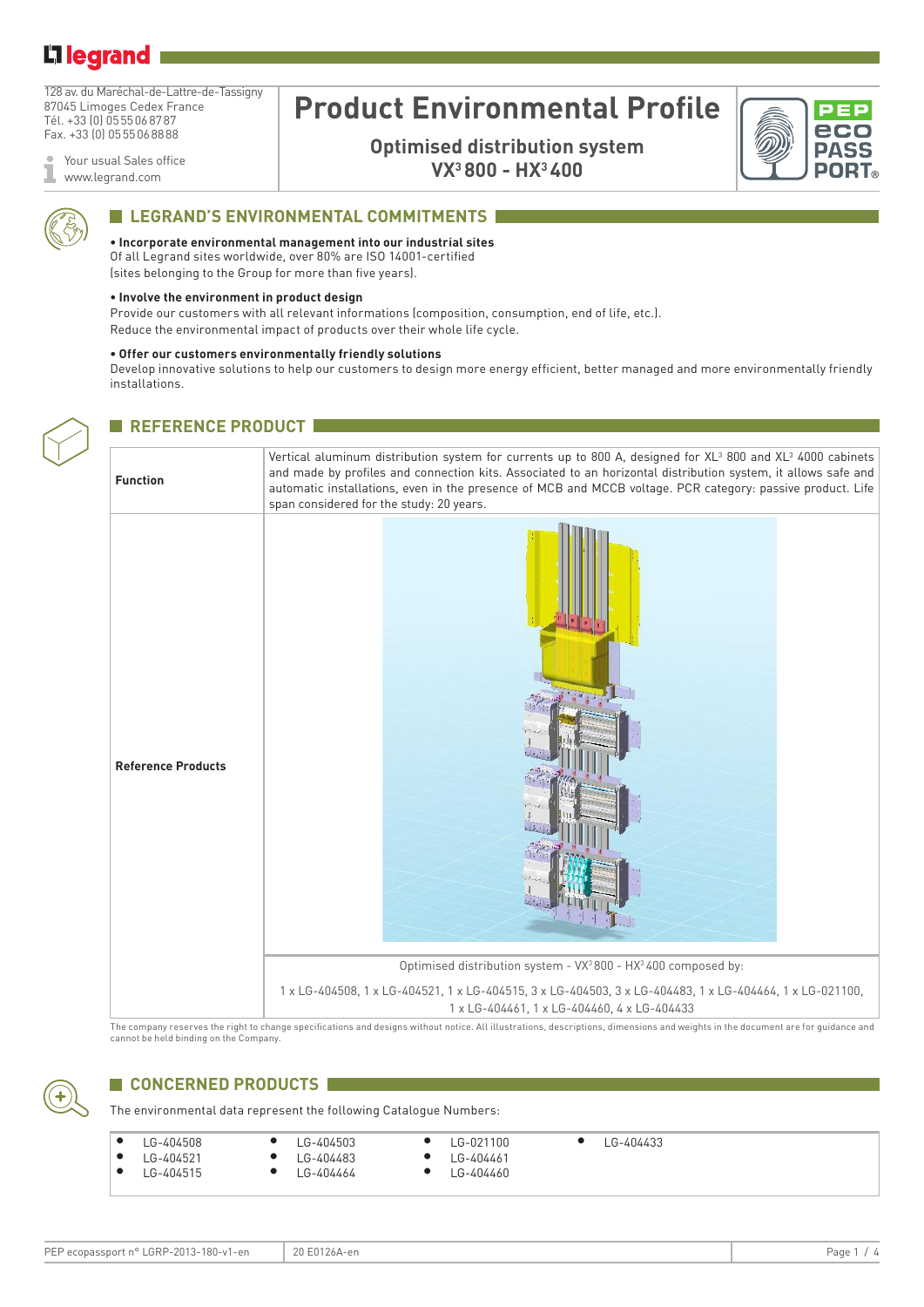legrand

128 av. du Maréchal-de-Lattre-de-Tassigny
87045 Limoges Cedex France
Tél. +33 (0) 05 55 06 87 87
Fax. +33 (0) 05 55 06 88 88

Your usual Sales office
www.legrand.com

# Product Environmental Profile

**Optimised distribution system**
**VX³ 800 - HX³ 400**

PEP eco PASS PORT®

## LEGRAND'S ENVIRONMENTAL COMMITMENTS

**• Incorporate environmental management into our industrial sites**
Of all Legrand sites worldwide, over 80% are ISO 14001-certified
(sites belonging to the Group for more than five years).

**• Involve the environment in product design**
Provide our customers with all relevant informations (composition, consumption, end of life, etc.).
Reduce the environmental impact of products over their whole life cycle.

**• Offer our customers environmentally friendly solutions**
Develop innovative solutions to help our customers to design more energy efficient, better managed and more environmentally friendly installations.

## REFERENCE PRODUCT

| | |
|---|---|
| **Function** | Vertical aluminum distribution system for currents up to 800 A, designed for XL³ 800 and XL³ 4000 cabinets and made by profiles and connection kits. Associated to an horizontal distribution system, it allows safe and automatic installations, even in the presence of MCB and MCCB voltage. PCR category: passive product. Life span considered for the study: 20 years. |
| **Reference Products** | Optimised distribution system - VX³ 800 - HX³ 400 composed by: 1 x LG-404508, 1 x LG-404521, 1 x LG-404515, 3 x LG-404503, 3 x LG-404483, 1 x LG-404464, 1 x LG-021100, 1 x LG-404461, 1 x LG-404460, 4 x LG-404433 |

The company reserves the right to change specifications and designs without notice. All illustrations, descriptions, dimensions and weights in the document are for guidance and cannot be held binding on the Company.

## CONCERNED PRODUCTS

The environmental data represent the following Catalogue Numbers:

- LG-404508
- LG-404521
- LG-404515
- LG-404503
- LG-404483
- LG-404464
- LG-021100
- LG-404461
- LG-404460
- LG-404433

PEP ecopassport n° LGRP-2013-180-v1-en | 20 E0126A-en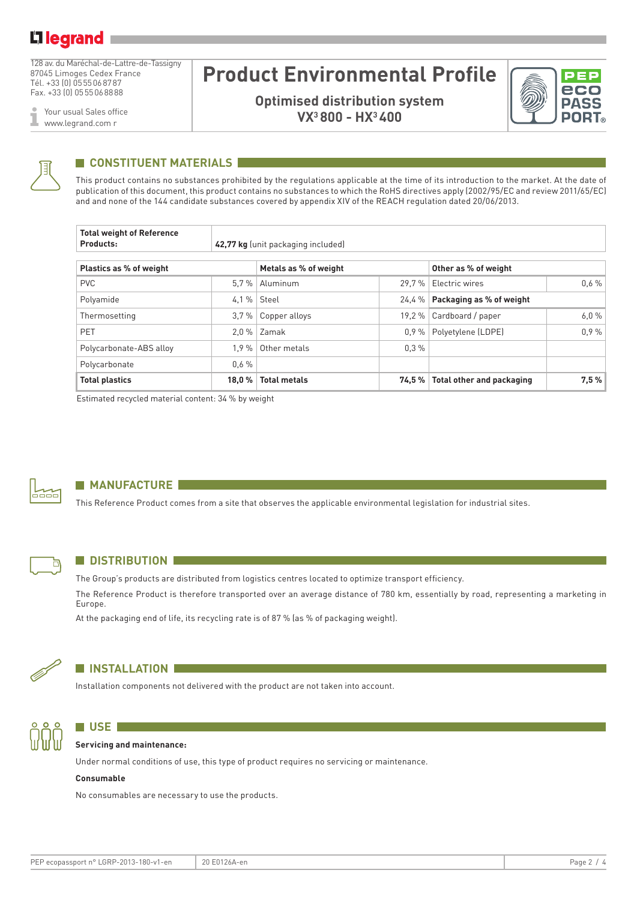128 av. du Maréchal-de-Lattre-de-Tassigny
87045 Limoges Cedex France
Tél. +33 (0) 05 55 06 87 87
Fax. +33 (0) 05 55 06 88 88

Your usual Sales office
www.legrand.com r

# Product Environmental Profile

**Optimised distribution system**
**VX³ 800 - HX³ 400**

## CONSTITUENT MATERIALS

This product contains no substances prohibited by the regulations applicable at the time of its introduction to the market. At the date of publication of this document, this product contains no substances to which the RoHS directives apply (2002/95/EC and review 2011/65/EC) and and none of the 144 candidate substances covered by appendix XIV of the REACH regulation dated 20/06/2013.

| **Total weight of Reference Products:** | **42,77 kg** (unit packaging included) |
|---|---|

| **Plastics as % of weight** | | **Metals as % of weight** | | **Other as % of weight** | |
|---|---|---|---|---|---|
| PVC | 5,7 % | Aluminum | 29,7 % | Electric wires | 0,6 % |
| Polyamide | 4,1 % | Steel | 24,4 % | **Packaging as % of weight** | |
| Thermosetting | 3,7 % | Copper alloys | 19,2 % | Cardboard / paper | 6,0 % |
| PET | 2,0 % | Zamak | 0,9 % | Polyetylene (LDPE) | 0,9 % |
| Polycarbonate-ABS alloy | 1,9 % | Other metals | 0,3 % | | |
| Polycarbonate | 0,6 % | | | | |
| **Total plastics** | **18,0 %** | **Total metals** | **74,5 %** | **Total other and packaging** | **7,5 %** |

Estimated recycled material content: 34 % by weight

## MANUFACTURE

This Reference Product comes from a site that observes the applicable environmental legislation for industrial sites.

## DISTRIBUTION

The Group's products are distributed from logistics centres located to optimize transport efficiency.

The Reference Product is therefore transported over an average distance of 780 km, essentially by road, representing a marketing in Europe.

At the packaging end of life, its recycling rate is of 87 % (as % of packaging weight).

## INSTALLATION

Installation components not delivered with the product are not taken into account.

## USE

**Servicing and maintenance:**

Under normal conditions of use, this type of product requires no servicing or maintenance.

**Consumable**

No consumables are necessary to use the products.

PEP ecopassport n° LGRP-2013-180-v1-en | 20 E0126A-en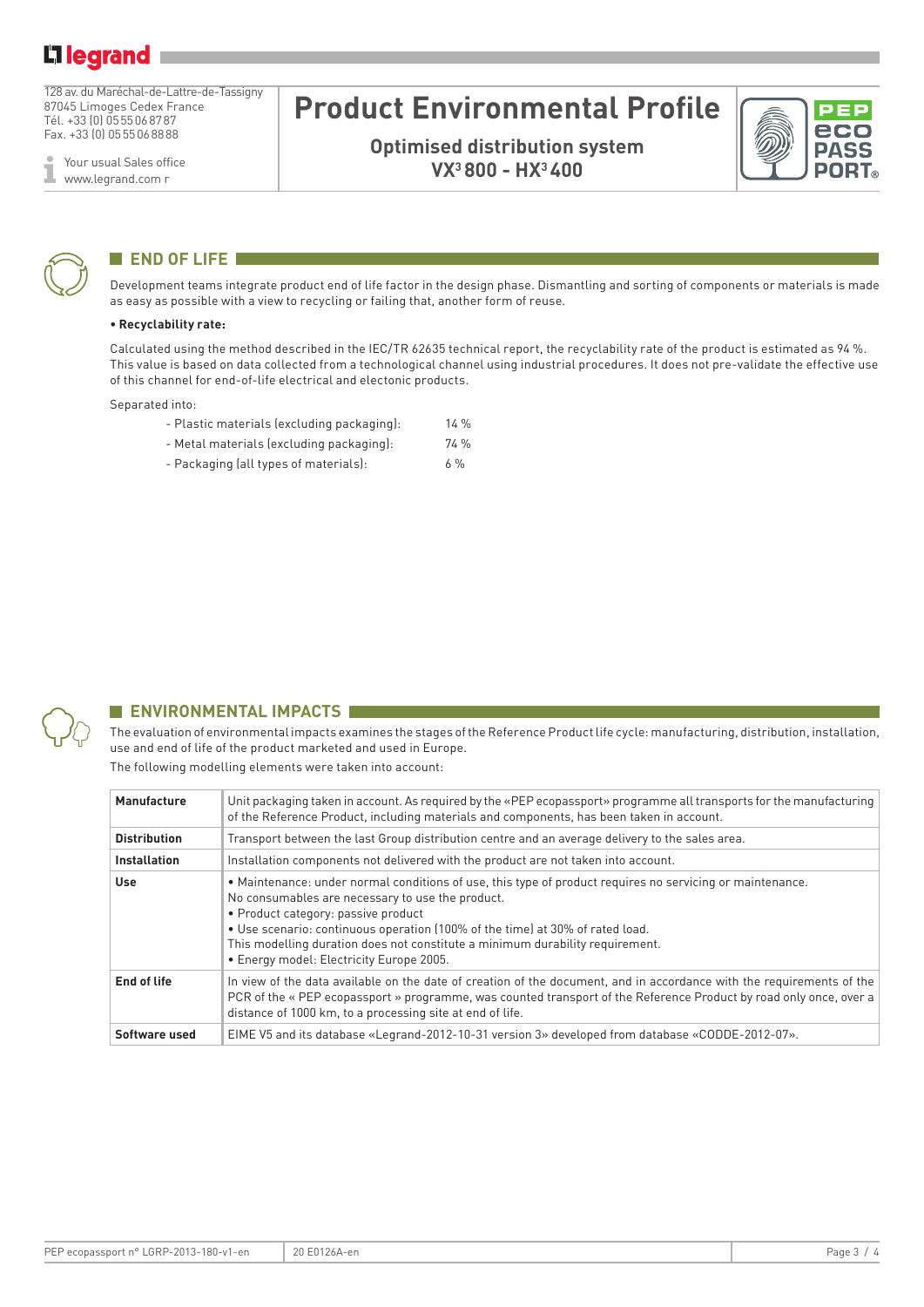## END OF LIFE

Development teams integrate product end of life factor in the design phase. Dismantling and sorting of components or materials is made as easy as possible with a view to recycling or failing that, another form of reuse.

**• Recyclability rate:**

Calculated using the method described in the IEC/TR 62635 technical report, the recyclability rate of the product is estimated as 94 %. This value is based on data collected from a technological channel using industrial procedures. It does not pre-validate the effective use of this channel for end-of-life electrical and electonic products.

Separated into:

- Plastic materials (excluding packaging): 14 %
- Metal materials (excluding packaging): 74 %
- Packaging (all types of materials): 6 %

## ENVIRONMENTAL IMPACTS

The evaluation of environmental impacts examines the stages of the Reference Product life cycle: manufacturing, distribution, installation, use and end of life of the product marketed and used in Europe.

The following modelling elements were taken into account:

| | |
|---|---|
| **Manufacture** | Unit packaging taken in account. As required by the «PEP ecopassport» programme all transports for the manufacturing of the Reference Product, including materials and components, has been taken in account. |
| **Distribution** | Transport between the last Group distribution centre and an average delivery to the sales area. |
| **Installation** | Installation components not delivered with the product are not taken into account. |
| **Use** | • Maintenance: under normal conditions of use, this type of product requires no servicing or maintenance. No consumables are necessary to use the product.<br>• Product category: passive product<br>• Use scenario: continuous operation (100% of the time) at 30% of rated load. This modelling duration does not constitute a minimum durability requirement.<br>• Energy model: Electricity Europe 2005. |
| **End of life** | In view of the data available on the date of creation of the document, and in accordance with the requirements of the PCR of the « PEP ecopassport » programme, was counted transport of the Reference Product by road only once, over a distance of 1000 km, to a processing site at end of life. |
| **Software used** | EIME V5 and its database «Legrand-2012-10-31 version 3» developed from database «CODDE-2012-07». |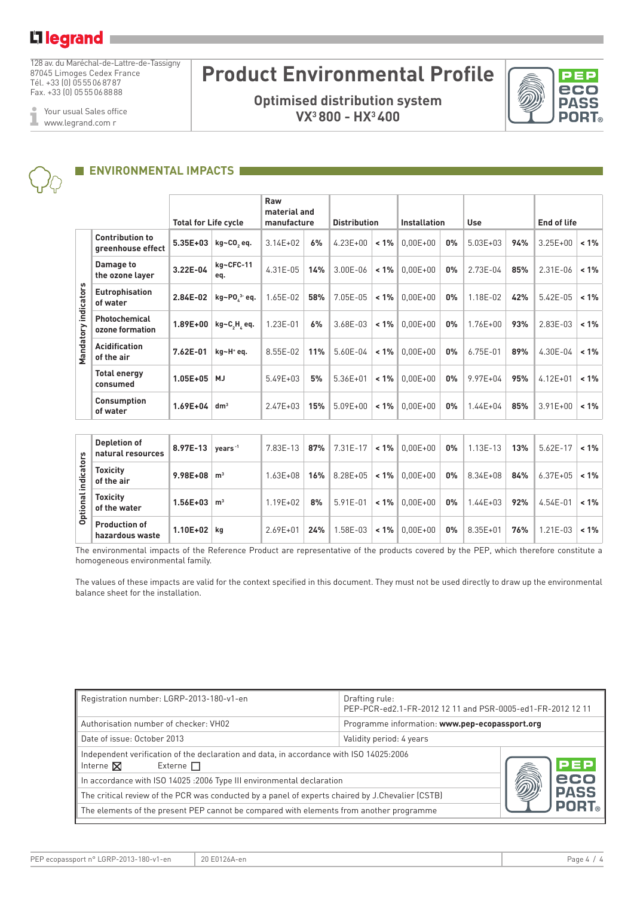128 av. du Maréchal-de-Lattre-de-Tassigny
87045 Limoges Cedex France
Tél. +33 (0) 05 55 06 87 87
Fax. +33 (0) 05 55 06 88 88

Your usual Sales office
www.legrand.com r

# Product Environmental Profile

**Optimised distribution system**
**VX³ 800 - HX³ 400**

## ENVIRONMENTAL IMPACTS

| | | Total for Life cycle | | Raw material and manufacture | | Distribution | | Installation | | Use | | End of life | |
|---|---|---|---|---|---|---|---|---|---|---|---|---|---|
| Mandatory indicators | Contribution to greenhouse effect | 5.35E+03 | kg~$CO_2$ eq. | 3.14E+02 | 6% | 4.23E+00 | < 1% | 0,00E+00 | 0% | 5.03E+03 | 94% | 3.25E+00 | < 1% |
| | Damage to the ozone layer | 3.22E-04 | kg~CFC-11 eq. | 4.31E-05 | 14% | 3.00E-06 | < 1% | 0,00E+00 | 0% | 2.73E-04 | 85% | 2.31E-06 | < 1% |
| | Eutrophication of water | 2.84E-02 | kg~$PO_4^{3-}$ eq. | 1.65E-02 | 58% | 7.05E-05 | < 1% | 0,00E+00 | 0% | 1.18E-02 | 42% | 5.42E-05 | < 1% |
| | Photochemical ozone formation | 1.89E+00 | kg~$C_2H_4$ eq. | 1.23E-01 | 6% | 3.68E-03 | < 1% | 0,00E+00 | 0% | 1.76E+00 | 93% | 2.83E-03 | < 1% |
| | Acidification of the air | 7.62E-01 | kg~$H^+$ eq. | 8.55E-02 | 11% | 5.60E-04 | < 1% | 0,00E+00 | 0% | 6.75E-01 | 89% | 4.30E-04 | < 1% |
| | Total energy consumed | 1.05E+05 | MJ | 5.49E+03 | 5% | 5.36E+01 | < 1% | 0,00E+00 | 0% | 9.97E+04 | 95% | 4.12E+01 | < 1% |
| | Consumption of water | 1.69E+04 | $dm^3$ | 2.47E+03 | 15% | 5.09E+00 | < 1% | 0,00E+00 | 0% | 1.44E+04 | 85% | 3.91E+00 | < 1% |
| Optional indicators | Depletion of natural resources | 8.97E-13 | $years^{-1}$ | 7.83E-13 | 87% | 7.31E-17 | < 1% | 0,00E+00 | 0% | 1.13E-13 | 13% | 5.62E-17 | < 1% |
| | Toxicity of the air | 9.98E+08 | $m^3$ | 1.63E+08 | 16% | 8.28E+05 | < 1% | 0,00E+00 | 0% | 8.34E+08 | 84% | 6.37E+05 | < 1% |
| | Toxicity of the water | 1.56E+03 | $m^3$ | 1.19E+02 | 8% | 5.91E-01 | < 1% | 0,00E+00 | 0% | 1.44E+03 | 92% | 4.54E-01 | < 1% |
| | Production of hazardous waste | 1.10E+02 | kg | 2.69E+01 | 24% | 1.58E-03 | < 1% | 0,00E+00 | 0% | 8.35E+01 | 76% | 1.21E-03 | < 1% |

The environmental impacts of the Reference Product are representative of the products covered by the PEP, which therefore constitute a homogeneous environmental family.

The values of these impacts are valid for the context specified in this document. They must not be used directly to draw up the environmental balance sheet for the installation.

| | |
|---|---|
| Registration number: LGRP-2013-180-v1-en | Drafting rule: PEP-PCR-ed2.1-FR-2012 12 11 and PSR-0005-ed1-FR-2012 12 11 |
| Authorisation number of checker: VH02 | Programme information: **www.pep-ecopassport.org** |
| Date of issue: October 2013 | Validity period: 4 years |
| Independent verification of the declaration and data, in accordance with ISO 14025:2006<br>Interne ☒ Externe ☐ | |
| In accordance with ISO 14025 :2006 Type III environmental declaration | |
| The critical review of the PCR was conducted by a panel of experts chaired by J.Chevalier (CSTB) | |
| The elements of the present PEP cannot be compared with elements from another programme | |

PEP ecopassport n° LGRP-2013-180-v1-en | 20 E0126A-en